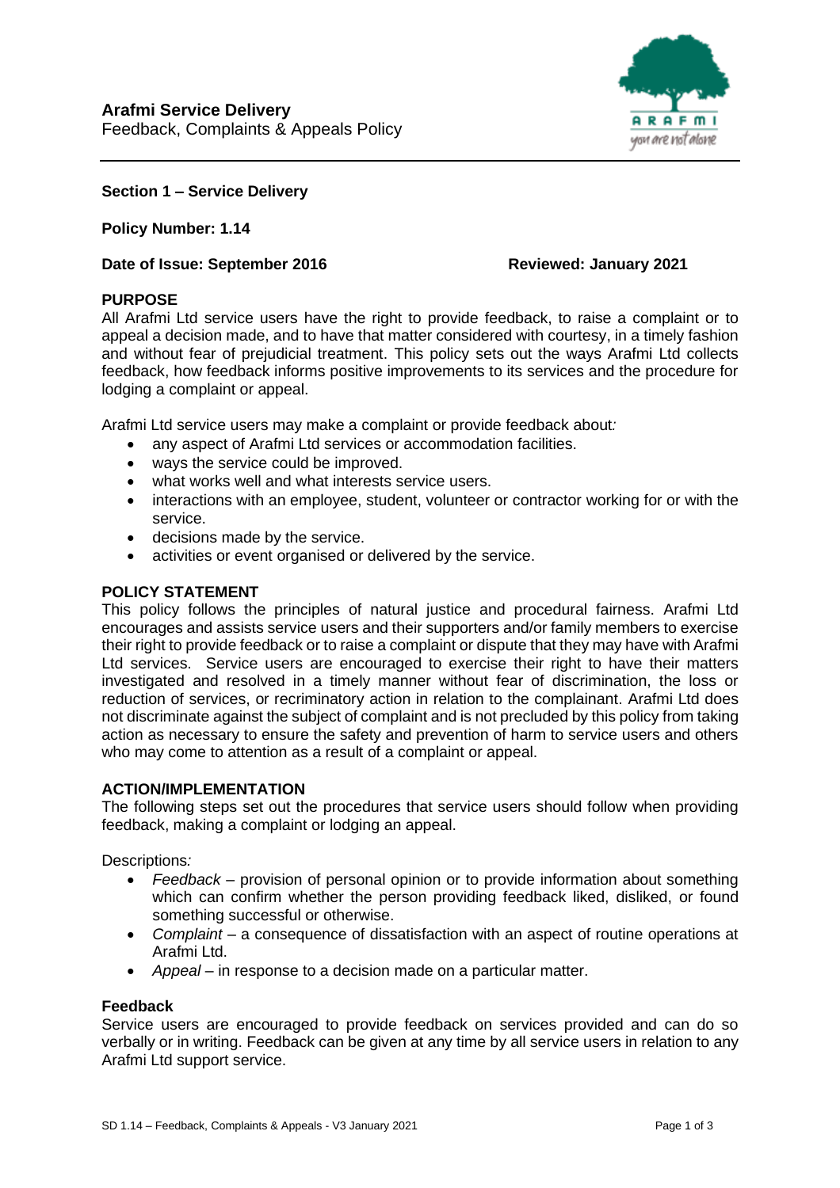**Arafmi Service Delivery**
Feedback, Complaints & Appeals Policy

**Section 1 – Service Delivery**

**Policy Number: 1.14**

**Date of Issue: September 2016** **Reviewed: January 2021**

**PURPOSE**

All Arafmi Ltd service users have the right to provide feedback, to raise a complaint or to appeal a decision made, and to have that matter considered with courtesy, in a timely fashion and without fear of prejudicial treatment. This policy sets out the ways Arafmi Ltd collects feedback, how feedback informs positive improvements to its services and the procedure for lodging a complaint or appeal.

Arafmi Ltd service users may make a complaint or provide feedback about*:*

- any aspect of Arafmi Ltd services or accommodation facilities.
- ways the service could be improved.
- what works well and what interests service users.
- interactions with an employee, student, volunteer or contractor working for or with the service.
- decisions made by the service.
- activities or event organised or delivered by the service.

**POLICY STATEMENT**

This policy follows the principles of natural justice and procedural fairness. Arafmi Ltd encourages and assists service users and their supporters and/or family members to exercise their right to provide feedback or to raise a complaint or dispute that they may have with Arafmi Ltd services. Service users are encouraged to exercise their right to have their matters investigated and resolved in a timely manner without fear of discrimination, the loss or reduction of services, or recriminatory action in relation to the complainant. Arafmi Ltd does not discriminate against the subject of complaint and is not precluded by this policy from taking action as necessary to ensure the safety and prevention of harm to service users and others who may come to attention as a result of a complaint or appeal.

**ACTION/IMPLEMENTATION**

The following steps set out the procedures that service users should follow when providing feedback, making a complaint or lodging an appeal.

Descriptions*:*

- *Feedback* – provision of personal opinion or to provide information about something which can confirm whether the person providing feedback liked, disliked, or found something successful or otherwise.
- *Complaint* – a consequence of dissatisfaction with an aspect of routine operations at Arafmi Ltd.
- *Appeal* – in response to a decision made on a particular matter.

**Feedback**

Service users are encouraged to provide feedback on services provided and can do so verbally or in writing. Feedback can be given at any time by all service users in relation to any Arafmi Ltd support service.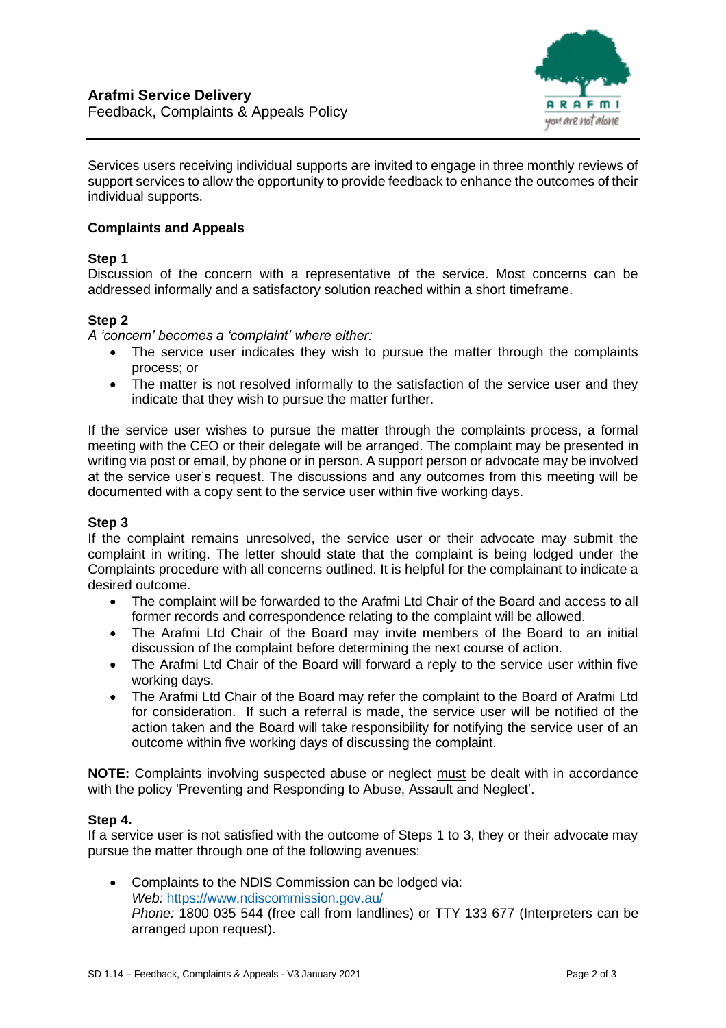Services users receiving individual supports are invited to engage in three monthly reviews of support services to allow the opportunity to provide feedback to enhance the outcomes of their individual supports.

**Complaints and Appeals**

**Step 1**

Discussion of the concern with a representative of the service. Most concerns can be addressed informally and a satisfactory solution reached within a short timeframe.

**Step 2**

*A 'concern' becomes a 'complaint' where either:*

- The service user indicates they wish to pursue the matter through the complaints process; or
- The matter is not resolved informally to the satisfaction of the service user and they indicate that they wish to pursue the matter further.

If the service user wishes to pursue the matter through the complaints process, a formal meeting with the CEO or their delegate will be arranged. The complaint may be presented in writing via post or email, by phone or in person. A support person or advocate may be involved at the service user's request. The discussions and any outcomes from this meeting will be documented with a copy sent to the service user within five working days.

**Step 3**

If the complaint remains unresolved, the service user or their advocate may submit the complaint in writing. The letter should state that the complaint is being lodged under the Complaints procedure with all concerns outlined. It is helpful for the complainant to indicate a desired outcome.

- The complaint will be forwarded to the Arafmi Ltd Chair of the Board and access to all former records and correspondence relating to the complaint will be allowed.
- The Arafmi Ltd Chair of the Board may invite members of the Board to an initial discussion of the complaint before determining the next course of action.
- The Arafmi Ltd Chair of the Board will forward a reply to the service user within five working days.
- The Arafmi Ltd Chair of the Board may refer the complaint to the Board of Arafmi Ltd for consideration. If such a referral is made, the service user will be notified of the action taken and the Board will take responsibility for notifying the service user of an outcome within five working days of discussing the complaint.

**NOTE:** Complaints involving suspected abuse or neglect must be dealt with in accordance with the policy 'Preventing and Responding to Abuse, Assault and Neglect'.

**Step 4.**

If a service user is not satisfied with the outcome of Steps 1 to 3, they or their advocate may pursue the matter through one of the following avenues:

- Complaints to the NDIS Commission can be lodged via:
  *Web:* https://www.ndiscommission.gov.au/
  *Phone:* 1800 035 544 (free call from landlines) or TTY 133 677 (Interpreters can be arranged upon request).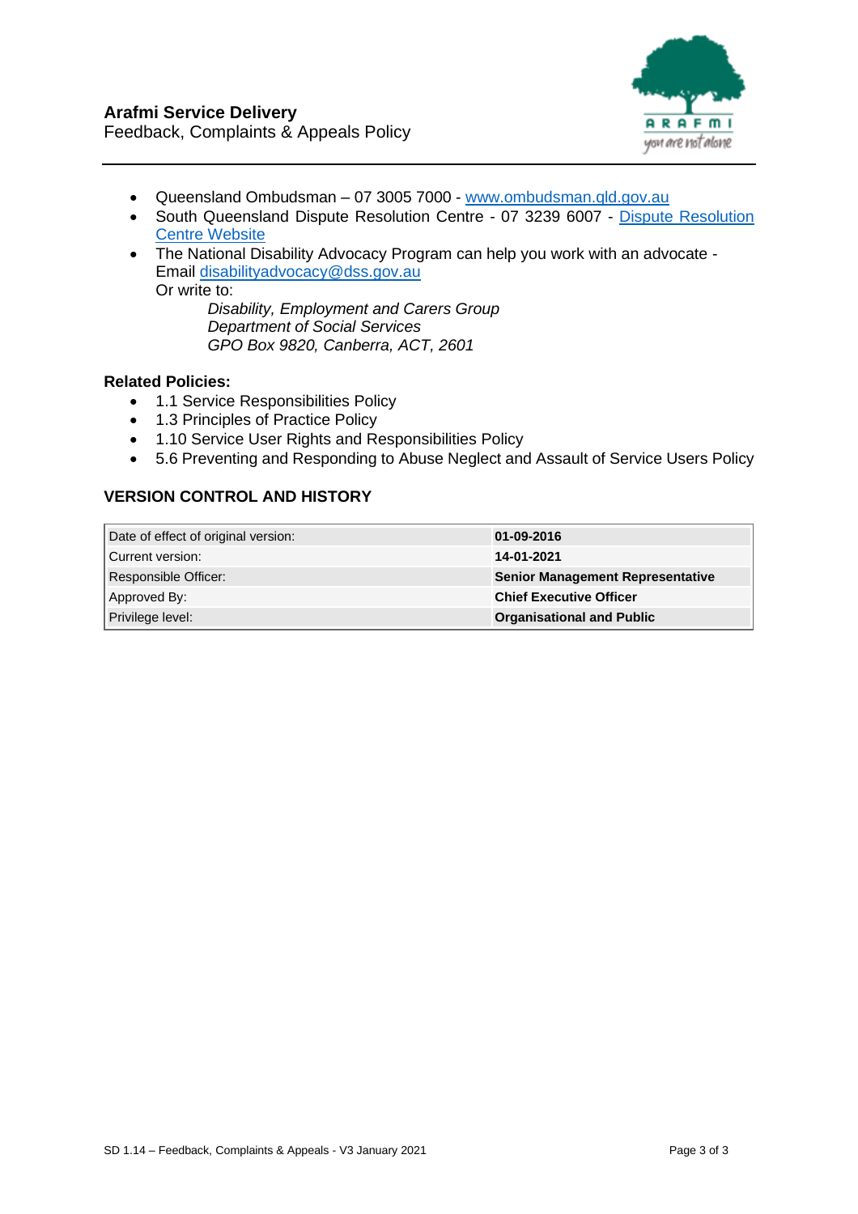- Queensland Ombudsman – 07 3005 7000 - [www.ombudsman.qld.gov.au](http://www.ombudsman.qld.gov.au)
- South Queensland Dispute Resolution Centre - 07 3239 6007 - [Dispute Resolution Centre Website]()
- The National Disability Advocacy Program can help you work with an advocate - Email [disabilityadvocacy@dss.gov.au](mailto:disabilityadvocacy@dss.gov.au)
  Or write to:
  > *Disability, Employment and Carers Group*
  > *Department of Social Services*
  > *GPO Box 9820, Canberra, ACT, 2601*

**Related Policies:**

- 1.1 Service Responsibilities Policy
- 1.3 Principles of Practice Policy
- 1.10 Service User Rights and Responsibilities Policy
- 5.6 Preventing and Responding to Abuse Neglect and Assault of Service Users Policy

## VERSION CONTROL AND HISTORY

| | |
|---|---|
| Date of effect of original version: | **01-09-2016** |
| Current version: | **14-01-2021** |
| Responsible Officer: | **Senior Management Representative** |
| Approved By: | **Chief Executive Officer** |
| Privilege level: | **Organisational and Public** |